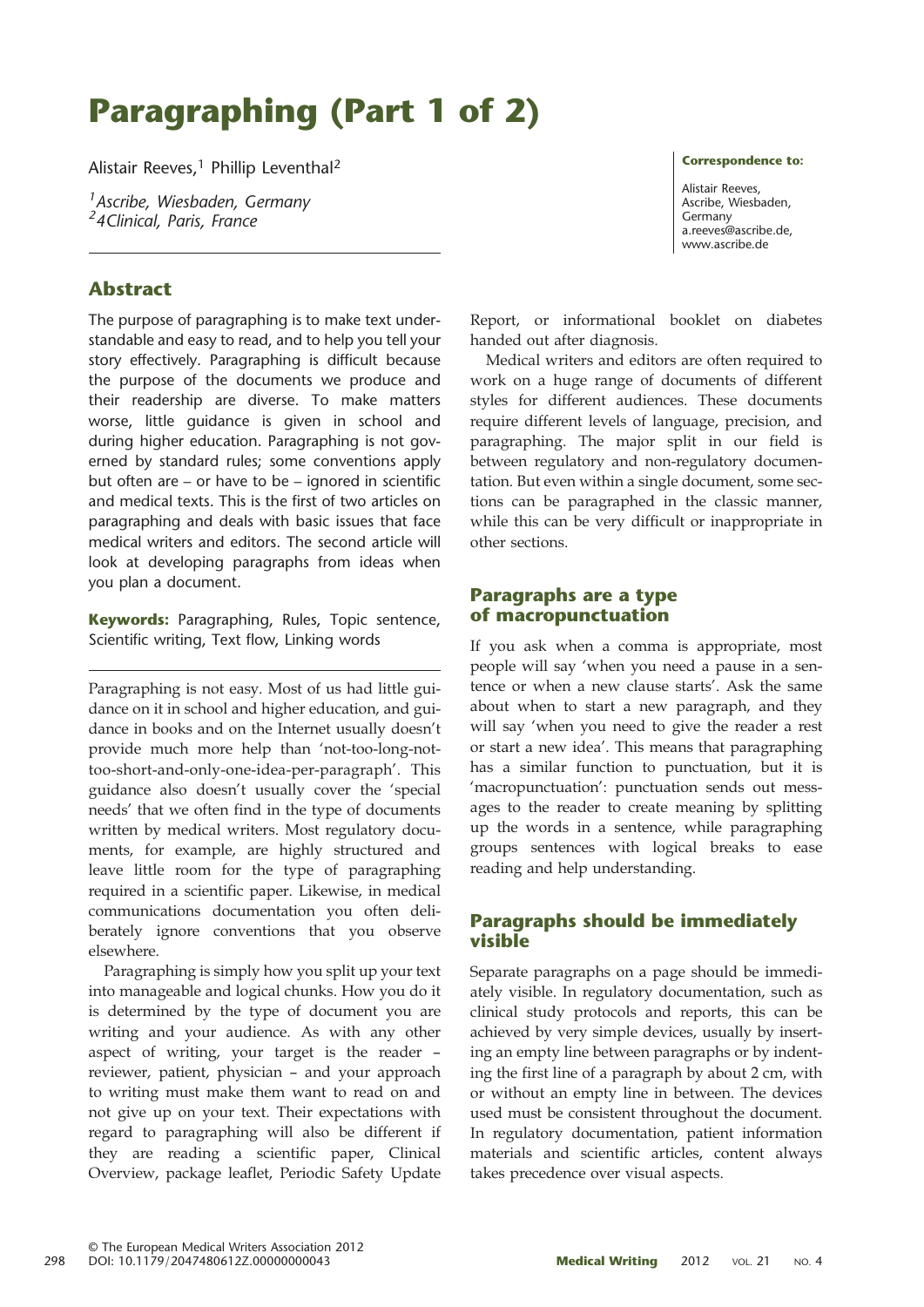# Paragraphing (Part 1 of 2)

Alistair Reeves,[1] Phillip Leventhal[2]

[1]*Ascribe, Wiesbaden, Germany*
[2]*4Clinical, Paris, France*

**Correspondence to:**

Alistair Reeves, Ascribe, Wiesbaden, Germany
a.reeves@ascribe.de,
www.ascribe.de

## Abstract

The purpose of paragraphing is to make text understandable and easy to read, and to help you tell your story effectively. Paragraphing is difficult because the purpose of the documents we produce and their readership are diverse. To make matters worse, little guidance is given in school and during higher education. Paragraphing is not governed by standard rules; some conventions apply but often are – or have to be – ignored in scientific and medical texts. This is the first of two articles on paragraphing and deals with basic issues that face medical writers and editors. The second article will look at developing paragraphs from ideas when you plan a document.

**Keywords:** Paragraphing, Rules, Topic sentence, Scientific writing, Text flow, Linking words

Paragraphing is not easy. Most of us had little guidance on it in school and higher education, and guidance in books and on the Internet usually doesn't provide much more help than 'not-too-long-not-too-short-and-only-one-idea-per-paragraph'. This guidance also doesn't usually cover the 'special needs' that we often find in the type of documents written by medical writers. Most regulatory documents, for example, are highly structured and leave little room for the type of paragraphing required in a scientific paper. Likewise, in medical communications documentation you often deliberately ignore conventions that you observe elsewhere.

Paragraphing is simply how you split up your text into manageable and logical chunks. How you do it is determined by the type of document you are writing and your audience. As with any other aspect of writing, your target is the reader – reviewer, patient, physician – and your approach to writing must make them want to read on and not give up on your text. Their expectations with regard to paragraphing will also be different if they are reading a scientific paper, Clinical Overview, package leaflet, Periodic Safety Update Report, or informational booklet on diabetes handed out after diagnosis.

Medical writers and editors are often required to work on a huge range of documents of different styles for different audiences. These documents require different levels of language, precision, and paragraphing. The major split in our field is between regulatory and non-regulatory documentation. But even within a single document, some sections can be paragraphed in the classic manner, while this can be very difficult or inappropriate in other sections.

## Paragraphs are a type of macropunctuation

If you ask when a comma is appropriate, most people will say 'when you need a pause in a sentence or when a new clause starts'. Ask the same about when to start a new paragraph, and they will say 'when you need to give the reader a rest or start a new idea'. This means that paragraphing has a similar function to punctuation, but it is 'macropunctuation': punctuation sends out messages to the reader to create meaning by splitting up the words in a sentence, while paragraphing groups sentences with logical breaks to ease reading and help understanding.

## Paragraphs should be immediately visible

Separate paragraphs on a page should be immediately visible. In regulatory documentation, such as clinical study protocols and reports, this can be achieved by very simple devices, usually by inserting an empty line between paragraphs or by indenting the first line of a paragraph by about 2 cm, with or without an empty line in between. The devices used must be consistent throughout the document. In regulatory documentation, patient information materials and scientific articles, content always takes precedence over visual aspects.

© The European Medical Writers Association 2012
DOI: 10.1179/2047480612Z.00000000043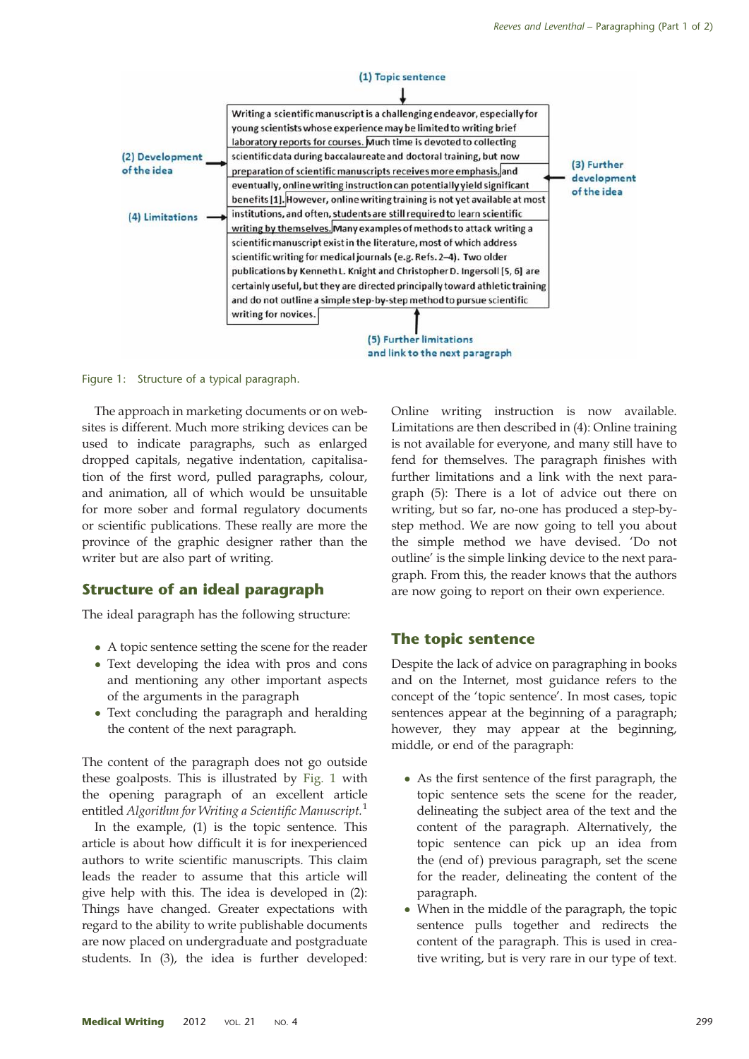(1) Topic sentence

(2) Development of the idea

(3) Further development of the idea

(4) Limitations

(5) Further limitations and link to the next paragraph

Writing a scientific manuscript is a challenging endeavor, especially for young scientists whose experience may be limited to writing brief laboratory reports for courses. Much time is devoted to collecting scientific data during baccalaureate and doctoral training, but now preparation of scientific manuscripts receives more emphasis, and eventually, online writing instruction can potentially yield significant benefits [1]. However, online writing training is not yet available at most institutions, and often, students are still required to learn scientific writing by themselves. Many examples of methods to attack writing a scientific manuscript exist in the literature, most of which address scientific writing for medical journals (e.g. Refs. 2–4). Two older publications by Kenneth L. Knight and Christopher D. Ingersoll [5, 6] are certainly useful, but they are directed principally toward athletic training and do not outline a simple step-by-step method to pursue scientific writing for novices.

Figure 1: Structure of a typical paragraph.

The approach in marketing documents or on websites is different. Much more striking devices can be used to indicate paragraphs, such as enlarged dropped capitals, negative indentation, capitalisation of the first word, pulled paragraphs, colour, and animation, all of which would be unsuitable for more sober and formal regulatory documents or scientific publications. These really are more the province of the graphic designer rather than the writer but are also part of writing.

## Structure of an ideal paragraph

The ideal paragraph has the following structure:

- A topic sentence setting the scene for the reader
- Text developing the idea with pros and cons and mentioning any other important aspects of the arguments in the paragraph
- Text concluding the paragraph and heralding the content of the next paragraph.

The content of the paragraph does not go outside these goalposts. This is illustrated by Fig. 1 with the opening paragraph of an excellent article entitled *Algorithm for Writing a Scientific Manuscript.*[1]

In the example, (1) is the topic sentence. This article is about how difficult it is for inexperienced authors to write scientific manuscripts. This claim leads the reader to assume that this article will give help with this. The idea is developed in (2): Things have changed. Greater expectations with regard to the ability to write publishable documents are now placed on undergraduate and postgraduate students. In (3), the idea is further developed: Online writing instruction is now available. Limitations are then described in (4): Online training is not available for everyone, and many still have to fend for themselves. The paragraph finishes with further limitations and a link with the next paragraph (5): There is a lot of advice out there on writing, but so far, no-one has produced a step-by-step method. We are now going to tell you about the simple method we have devised. 'Do not outline' is the simple linking device to the next paragraph. From this, the reader knows that the authors are now going to report on their own experience.

## The topic sentence

Despite the lack of advice on paragraphing in books and on the Internet, most guidance refers to the concept of the 'topic sentence'. In most cases, topic sentences appear at the beginning of a paragraph; however, they may appear at the beginning, middle, or end of the paragraph:

- As the first sentence of the first paragraph, the topic sentence sets the scene for the reader, delineating the subject area of the text and the content of the paragraph. Alternatively, the topic sentence can pick up an idea from the (end of) previous paragraph, set the scene for the reader, delineating the content of the paragraph.
- When in the middle of the paragraph, the topic sentence pulls together and redirects the content of the paragraph. This is used in creative writing, but is very rare in our type of text.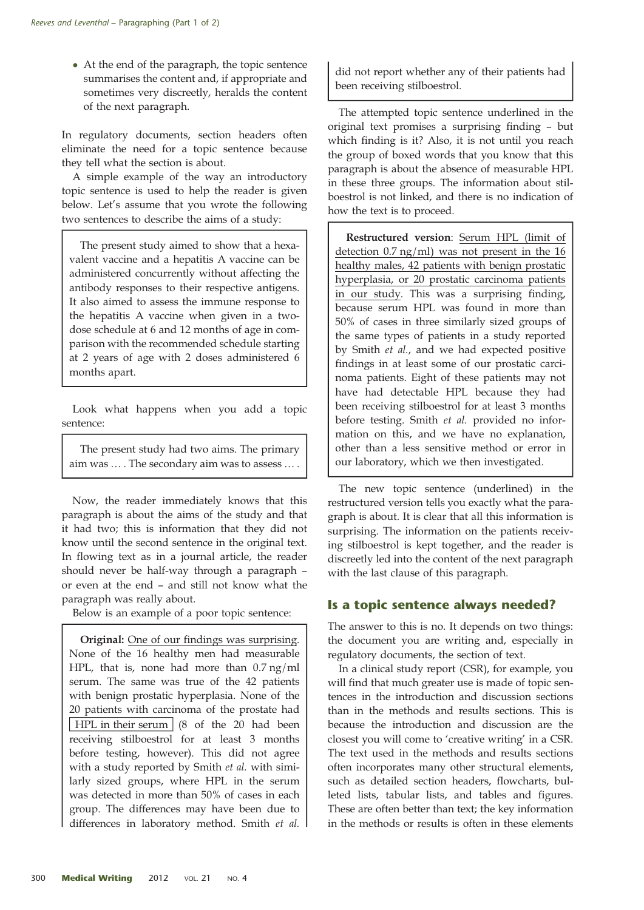- At the end of the paragraph, the topic sentence summarises the content and, if appropriate and sometimes very discreetly, heralds the content of the next paragraph.

In regulatory documents, section headers often eliminate the need for a topic sentence because they tell what the section is about.

A simple example of the way an introductory topic sentence is used to help the reader is given below. Let's assume that you wrote the following two sentences to describe the aims of a study:

> The present study aimed to show that a hexavalent vaccine and a hepatitis A vaccine can be administered concurrently without affecting the antibody responses to their respective antigens. It also aimed to assess the immune response to the hepatitis A vaccine when given in a two-dose schedule at 6 and 12 months of age in comparison with the recommended schedule starting at 2 years of age with 2 doses administered 6 months apart.

Look what happens when you add a topic sentence:

> The present study had two aims. The primary aim was … . The secondary aim was to assess … .

Now, the reader immediately knows that this paragraph is about the aims of the study and that it had two; this is information that they did not know until the second sentence in the original text. In flowing text as in a journal article, the reader should never be half-way through a paragraph – or even at the end – and still not know what the paragraph was really about.

Below is an example of a poor topic sentence:

> **Original:** <u>One of our findings was surprising</u>. None of the 16 healthy men had measurable HPL, that is, none had more than 0.7 ng/ml serum. The same was true of the 42 patients with benign prostatic hyperplasia. None of the 20 patients with carcinoma of the prostate had [HPL in their serum] (8 of the 20 had been receiving stilboestrol for at least 3 months before testing, however). This did not agree with a study reported by Smith *et al.* with similarly sized groups, where HPL in the serum was detected in more than 50% of cases in each group. The differences may have been due to differences in laboratory method. Smith *et al.* did not report whether any of their patients had been receiving stilboestrol.

The attempted topic sentence underlined in the original text promises a surprising finding – but which finding is it? Also, it is not until you reach the group of boxed words that you know that this paragraph is about the absence of measurable HPL in these three groups. The information about stilboestrol is not linked, and there is no indication of how the text is to proceed.

> **Restructured version**: <u>Serum HPL (limit of detection 0.7 ng/ml) was not present in the 16 healthy males, 42 patients with benign prostatic hyperplasia, or 20 prostatic carcinoma patients in our study</u>. This was a surprising finding, because serum HPL was found in more than 50% of cases in three similarly sized groups of the same types of patients in a study reported by Smith *et al.*, and we had expected positive findings in at least some of our prostatic carcinoma patients. Eight of these patients may not have had detectable HPL because they had been receiving stilboestrol for at least 3 months before testing. Smith *et al.* provided no information on this, and we have no explanation, other than a less sensitive method or error in our laboratory, which we then investigated.

The new topic sentence (underlined) in the restructured version tells you exactly what the paragraph is about. It is clear that all this information is surprising. The information on the patients receiving stilboestrol is kept together, and the reader is discreetly led into the content of the next paragraph with the last clause of this paragraph.

## Is a topic sentence always needed?

The answer to this is no. It depends on two things: the document you are writing and, especially in regulatory documents, the section of text.

In a clinical study report (CSR), for example, you will find that much greater use is made of topic sentences in the introduction and discussion sections than in the methods and results sections. This is because the introduction and discussion are the closest you will come to 'creative writing' in a CSR. The text used in the methods and results sections often incorporates many other structural elements, such as detailed section headers, flowcharts, bulleted lists, tabular lists, and tables and figures. These are often better than text; the key information in the methods or results is often in these elements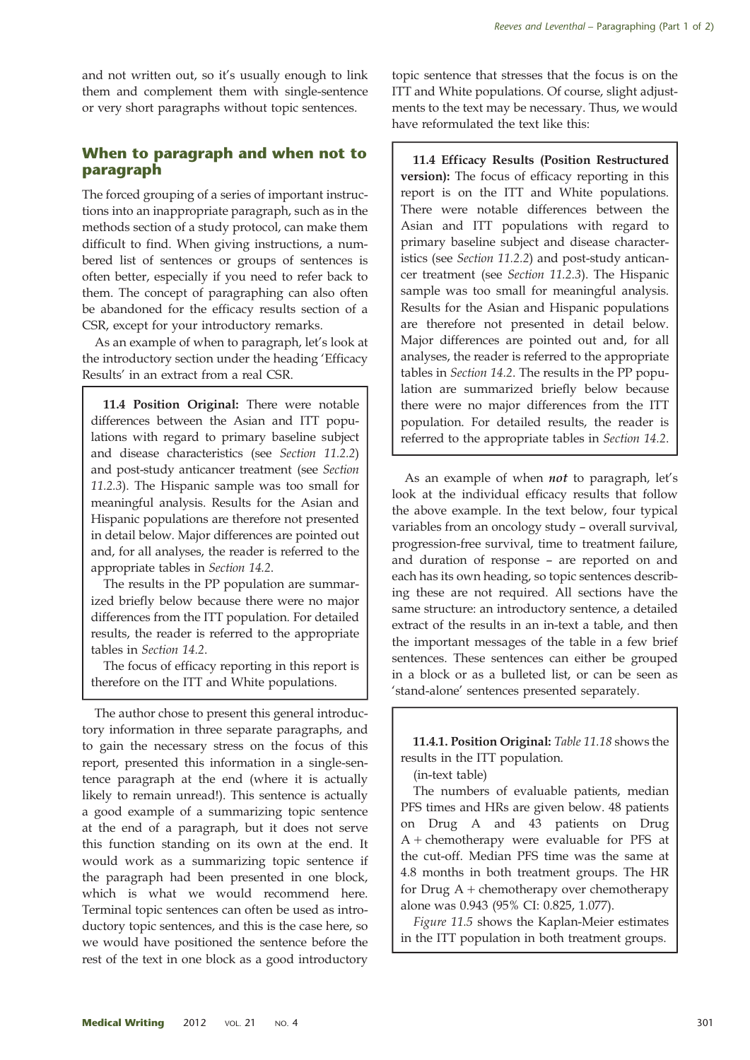and not written out, so it's usually enough to link them and complement them with single-sentence or very short paragraphs without topic sentences.

## When to paragraph and when not to paragraph

The forced grouping of a series of important instructions into an inappropriate paragraph, such as in the methods section of a study protocol, can make them difficult to find. When giving instructions, a numbered list of sentences or groups of sentences is often better, especially if you need to refer back to them. The concept of paragraphing can also often be abandoned for the efficacy results section of a CSR, except for your introductory remarks.

As an example of when to paragraph, let's look at the introductory section under the heading 'Efficacy Results' in an extract from a real CSR.

> **11.4 Position Original:** There were notable differences between the Asian and ITT populations with regard to primary baseline subject and disease characteristics (see *Section 11.2.2*) and post-study anticancer treatment (see *Section 11.2.3*). The Hispanic sample was too small for meaningful analysis. Results for the Asian and Hispanic populations are therefore not presented in detail below. Major differences are pointed out and, for all analyses, the reader is referred to the appropriate tables in *Section 14.2*.
>
> The results in the PP population are summarized briefly below because there were no major differences from the ITT population. For detailed results, the reader is referred to the appropriate tables in *Section 14.2*.
>
> The focus of efficacy reporting in this report is therefore on the ITT and White populations.

The author chose to present this general introductory information in three separate paragraphs, and to gain the necessary stress on the focus of this report, presented this information in a single-sentence paragraph at the end (where it is actually likely to remain unread!). This sentence is actually a good example of a summarizing topic sentence at the end of a paragraph, but it does not serve this function standing on its own at the end. It would work as a summarizing topic sentence if the paragraph had been presented in one block, which is what we would recommend here. Terminal topic sentences can often be used as introductory topic sentences, and this is the case here, so we would have positioned the sentence before the rest of the text in one block as a good introductory topic sentence that stresses that the focus is on the ITT and White populations. Of course, slight adjustments to the text may be necessary. Thus, we would have reformulated the text like this:

> **11.4 Efficacy Results (Position Restructured version):** The focus of efficacy reporting in this report is on the ITT and White populations. There were notable differences between the Asian and ITT populations with regard to primary baseline subject and disease characteristics (see *Section 11.2.2*) and post-study anticancer treatment (see *Section 11.2.3*). The Hispanic sample was too small for meaningful analysis. Results for the Asian and Hispanic populations are therefore not presented in detail below. Major differences are pointed out and, for all analyses, the reader is referred to the appropriate tables in *Section 14.2*. The results in the PP population are summarized briefly below because there were no major differences from the ITT population. For detailed results, the reader is referred to the appropriate tables in *Section 14.2*.

As an example of when ***not*** to paragraph, let's look at the individual efficacy results that follow the above example. In the text below, four typical variables from an oncology study – overall survival, progression-free survival, time to treatment failure, and duration of response – are reported on and each has its own heading, so topic sentences describing these are not required. All sections have the same structure: an introductory sentence, a detailed extract of the results in an in-text a table, and then the important messages of the table in a few brief sentences. These sentences can either be grouped in a block or as a bulleted list, or can be seen as 'stand-alone' sentences presented separately.

> **11.4.1. Position Original:** *Table 11.18* shows the results in the ITT population.
>
> (in-text table)
>
> The numbers of evaluable patients, median PFS times and HRs are given below. 48 patients on Drug A and 43 patients on Drug A + chemotherapy were evaluable for PFS at the cut-off. Median PFS time was the same at 4.8 months in both treatment groups. The HR for Drug A + chemotherapy over chemotherapy alone was 0.943 (95% CI: 0.825, 1.077).
>
> *Figure 11.5* shows the Kaplan-Meier estimates in the ITT population in both treatment groups.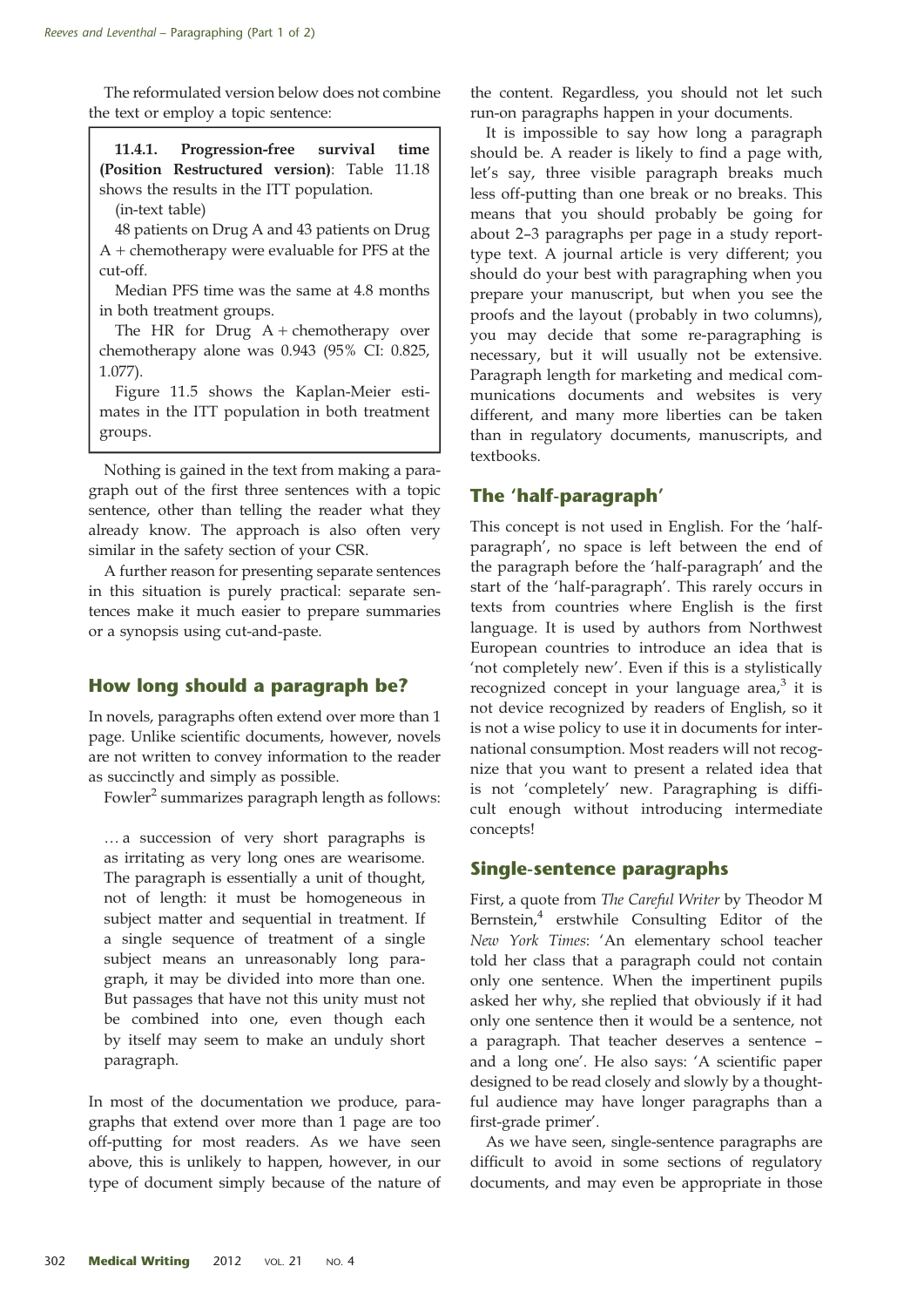The reformulated version below does not combine the text or employ a topic sentence:

> **11.4.1. Progression-free survival time (Position Restructured version)**: Table 11.18 shows the results in the ITT population.
>
> (in-text table)
>
> 48 patients on Drug A and 43 patients on Drug A + chemotherapy were evaluable for PFS at the cut-off.
>
> Median PFS time was the same at 4.8 months in both treatment groups.
>
> The HR for Drug A + chemotherapy over chemotherapy alone was 0.943 (95% CI: 0.825, 1.077).
>
> Figure 11.5 shows the Kaplan-Meier estimates in the ITT population in both treatment groups.

Nothing is gained in the text from making a paragraph out of the first three sentences with a topic sentence, other than telling the reader what they already know. The approach is also often very similar in the safety section of your CSR.

A further reason for presenting separate sentences in this situation is purely practical: separate sentences make it much easier to prepare summaries or a synopsis using cut-and-paste.

## How long should a paragraph be?

In novels, paragraphs often extend over more than 1 page. Unlike scientific documents, however, novels are not written to convey information to the reader as succinctly and simply as possible.

Fowler[2] summarizes paragraph length as follows:

> … a succession of very short paragraphs is as irritating as very long ones are wearisome. The paragraph is essentially a unit of thought, not of length: it must be homogeneous in subject matter and sequential in treatment. If a single sequence of treatment of a single subject means an unreasonably long paragraph, it may be divided into more than one. But passages that have not this unity must not be combined into one, even though each by itself may seem to make an unduly short paragraph.

In most of the documentation we produce, paragraphs that extend over more than 1 page are too off-putting for most readers. As we have seen above, this is unlikely to happen, however, in our type of document simply because of the nature of the content. Regardless, you should not let such run-on paragraphs happen in your documents.

It is impossible to say how long a paragraph should be. A reader is likely to find a page with, let's say, three visible paragraph breaks much less off-putting than one break or no breaks. This means that you should probably be going for about 2–3 paragraphs per page in a study report-type text. A journal article is very different; you should do your best with paragraphing when you prepare your manuscript, but when you see the proofs and the layout (probably in two columns), you may decide that some re-paragraphing is necessary, but it will usually not be extensive. Paragraph length for marketing and medical communications documents and websites is very different, and many more liberties can be taken than in regulatory documents, manuscripts, and textbooks.

## The 'half-paragraph'

This concept is not used in English. For the 'half-paragraph', no space is left between the end of the paragraph before the 'half-paragraph' and the start of the 'half-paragraph'. This rarely occurs in texts from countries where English is the first language. It is used by authors from Northwest European countries to introduce an idea that is 'not completely new'. Even if this is a stylistically recognized concept in your language area,[3] it is not device recognized by readers of English, so it is not a wise policy to use it in documents for international consumption. Most readers will not recognize that you want to present a related idea that is not 'completely' new. Paragraphing is difficult enough without introducing intermediate concepts!

## Single-sentence paragraphs

First, a quote from *The Careful Writer* by Theodor M Bernstein,[4] erstwhile Consulting Editor of the *New York Times*: 'An elementary school teacher told her class that a paragraph could not contain only one sentence. When the impertinent pupils asked her why, she replied that obviously if it had only one sentence then it would be a sentence, not a paragraph. That teacher deserves a sentence – and a long one'. He also says: 'A scientific paper designed to be read closely and slowly by a thoughtful audience may have longer paragraphs than a first-grade primer'.

As we have seen, single-sentence paragraphs are difficult to avoid in some sections of regulatory documents, and may even be appropriate in those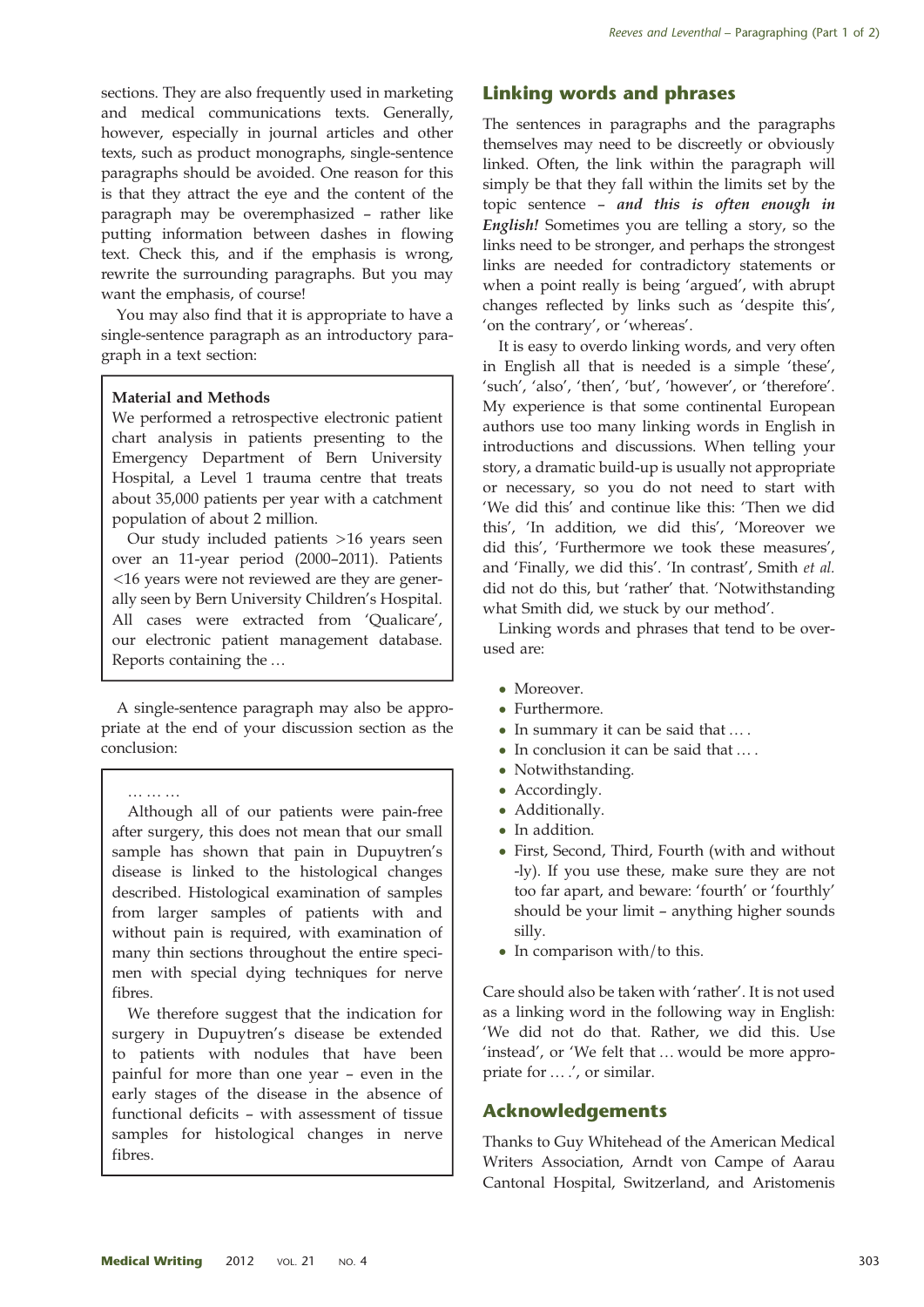sections. They are also frequently used in marketing and medical communications texts. Generally, however, especially in journal articles and other texts, such as product monographs, single-sentence paragraphs should be avoided. One reason for this is that they attract the eye and the content of the paragraph may be overemphasized – rather like putting information between dashes in flowing text. Check this, and if the emphasis is wrong, rewrite the surrounding paragraphs. But you may want the emphasis, of course!

You may also find that it is appropriate to have a single-sentence paragraph as an introductory paragraph in a text section:

> **Material and Methods**
>
> We performed a retrospective electronic patient chart analysis in patients presenting to the Emergency Department of Bern University Hospital, a Level 1 trauma centre that treats about 35,000 patients per year with a catchment population of about 2 million.
>
> Our study included patients >16 years seen over an 11-year period (2000–2011). Patients <16 years were not reviewed are they are generally seen by Bern University Children's Hospital. All cases were extracted from 'Qualicare', our electronic patient management database. Reports containing the …

A single-sentence paragraph may also be appropriate at the end of your discussion section as the conclusion:

> … … …
>
> Although all of our patients were pain-free after surgery, this does not mean that our small sample has shown that pain in Dupuytren's disease is linked to the histological changes described. Histological examination of samples from larger samples of patients with and without pain is required, with examination of many thin sections throughout the entire specimen with special dying techniques for nerve fibres.
>
> We therefore suggest that the indication for surgery in Dupuytren's disease be extended to patients with nodules that have been painful for more than one year – even in the early stages of the disease in the absence of functional deficits – with assessment of tissue samples for histological changes in nerve fibres.

## Linking words and phrases

The sentences in paragraphs and the paragraphs themselves may need to be discreetly or obviously linked. Often, the link within the paragraph will simply be that they fall within the limits set by the topic sentence – ***and this is often enough in English!*** Sometimes you are telling a story, so the links need to be stronger, and perhaps the strongest links are needed for contradictory statements or when a point really is being 'argued', with abrupt changes reflected by links such as 'despite this', 'on the contrary', or 'whereas'.

It is easy to overdo linking words, and very often in English all that is needed is a simple 'these', 'such', 'also', 'then', 'but', 'however', or 'therefore'. My experience is that some continental European authors use too many linking words in English in introductions and discussions. When telling your story, a dramatic build-up is usually not appropriate or necessary, so you do not need to start with 'We did this' and continue like this: 'Then we did this', 'In addition, we did this', 'Moreover we did this', 'Furthermore we took these measures', and 'Finally, we did this'. 'In contrast', Smith *et al.* did not do this, but 'rather' that. 'Notwithstanding what Smith did, we stuck by our method'.

Linking words and phrases that tend to be overused are:

- Moreover.
- Furthermore.
- In summary it can be said that … .
- In conclusion it can be said that … .
- Notwithstanding.
- Accordingly.
- Additionally.
- In addition.
- First, Second, Third, Fourth (with and without -ly). If you use these, make sure they are not too far apart, and beware: 'fourth' or 'fourthly' should be your limit – anything higher sounds silly.
- In comparison with/to this.

Care should also be taken with 'rather'. It is not used as a linking word in the following way in English: 'We did not do that. Rather, we did this. Use 'instead', or 'We felt that … would be more appropriate for … .', or similar.

## Acknowledgements

Thanks to Guy Whitehead of the American Medical Writers Association, Arndt von Campe of Aarau Cantonal Hospital, Switzerland, and Aristomenis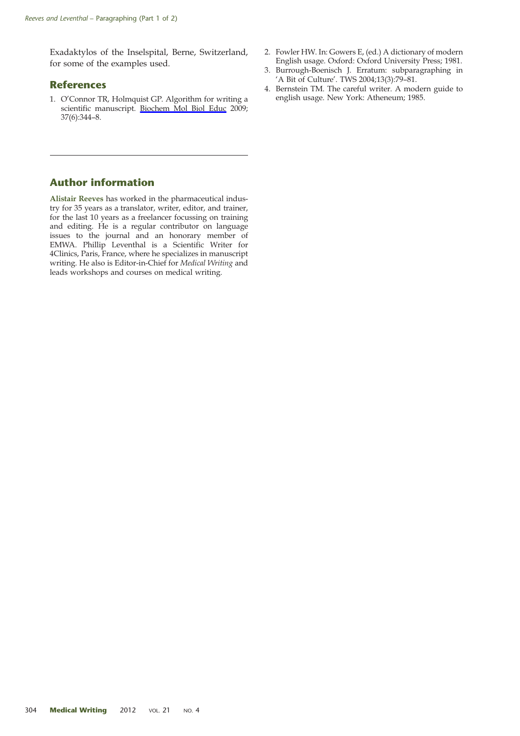Exadaktylos of the Inselspital, Berne, Switzerland, for some of the examples used.

## References

1. O'Connor TR, Holmquist GP. Algorithm for writing a scientific manuscript. Biochem Mol Biol Educ 2009; 37(6):344–8.
2. Fowler HW. In: Gowers E, (ed.) A dictionary of modern English usage. Oxford: Oxford University Press; 1981.
3. Burrough-Boenisch J. Erratum: subparagraphing in 'A Bit of Culture'. TWS 2004;13(3):79–81.
4. Bernstein TM. The careful writer. A modern guide to english usage. New York: Atheneum; 1985.

## Author information

**Alistair Reeves** has worked in the pharmaceutical industry for 35 years as a translator, writer, editor, and trainer, for the last 10 years as a freelancer focussing on training and editing. He is a regular contributor on language issues to the journal and an honorary member of EMWA. Phillip Leventhal is a Scientific Writer for 4Clinics, Paris, France, where he specializes in manuscript writing. He also is Editor-in-Chief for *Medical Writing* and leads workshops and courses on medical writing.